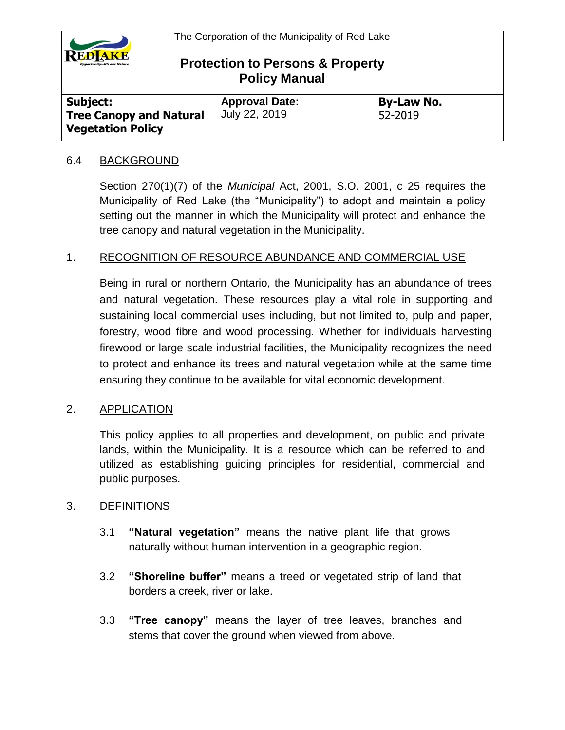The Corporation of the Municipality of Red Lake

# Protection to Persons & Property Policy Manual

| Subject: Tree Canopy and Natural Vegetation Policy | Approval Date: July 22, 2019 | By-Law No. 52-2019 |
|---|---|---|

## 6.4 BACKGROUND

Section 270(1)(7) of the *Municipal* Act, 2001, S.O. 2001, c 25 requires the Municipality of Red Lake (the "Municipality") to adopt and maintain a policy setting out the manner in which the Municipality will protect and enhance the tree canopy and natural vegetation in the Municipality.

## 1. RECOGNITION OF RESOURCE ABUNDANCE AND COMMERCIAL USE

Being in rural or northern Ontario, the Municipality has an abundance of trees and natural vegetation. These resources play a vital role in supporting and sustaining local commercial uses including, but not limited to, pulp and paper, forestry, wood fibre and wood processing. Whether for individuals harvesting firewood or large scale industrial facilities, the Municipality recognizes the need to protect and enhance its trees and natural vegetation while at the same time ensuring they continue to be available for vital economic development.

## 2. APPLICATION

This policy applies to all properties and development, on public and private lands, within the Municipality. It is a resource which can be referred to and utilized as establishing guiding principles for residential, commercial and public purposes.

## 3. DEFINITIONS

3.1 **"Natural vegetation"** means the native plant life that grows naturally without human intervention in a geographic region.

3.2 **"Shoreline buffer"** means a treed or vegetated strip of land that borders a creek, river or lake.

3.3 **"Tree canopy"** means the layer of tree leaves, branches and stems that cover the ground when viewed from above.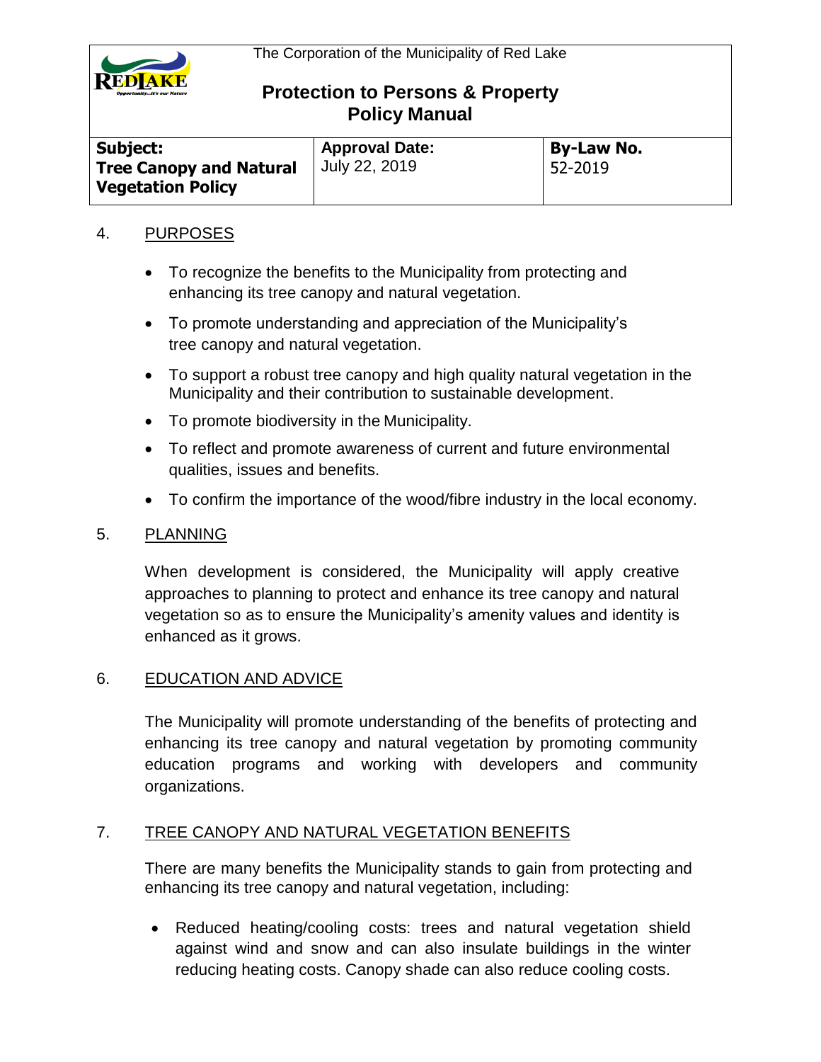## 4. PURPOSES

- To recognize the benefits to the Municipality from protecting and enhancing its tree canopy and natural vegetation.
- To promote understanding and appreciation of the Municipality's tree canopy and natural vegetation.
- To support a robust tree canopy and high quality natural vegetation in the Municipality and their contribution to sustainable development.
- To promote biodiversity in the Municipality.
- To reflect and promote awareness of current and future environmental qualities, issues and benefits.
- To confirm the importance of the wood/fibre industry in the local economy.

## 5. PLANNING

When development is considered, the Municipality will apply creative approaches to planning to protect and enhance its tree canopy and natural vegetation so as to ensure the Municipality's amenity values and identity is enhanced as it grows.

## 6. EDUCATION AND ADVICE

The Municipality will promote understanding of the benefits of protecting and enhancing its tree canopy and natural vegetation by promoting community education programs and working with developers and community organizations.

## 7. TREE CANOPY AND NATURAL VEGETATION BENEFITS

There are many benefits the Municipality stands to gain from protecting and enhancing its tree canopy and natural vegetation, including:

- Reduced heating/cooling costs: trees and natural vegetation shield against wind and snow and can also insulate buildings in the winter reducing heating costs. Canopy shade can also reduce cooling costs.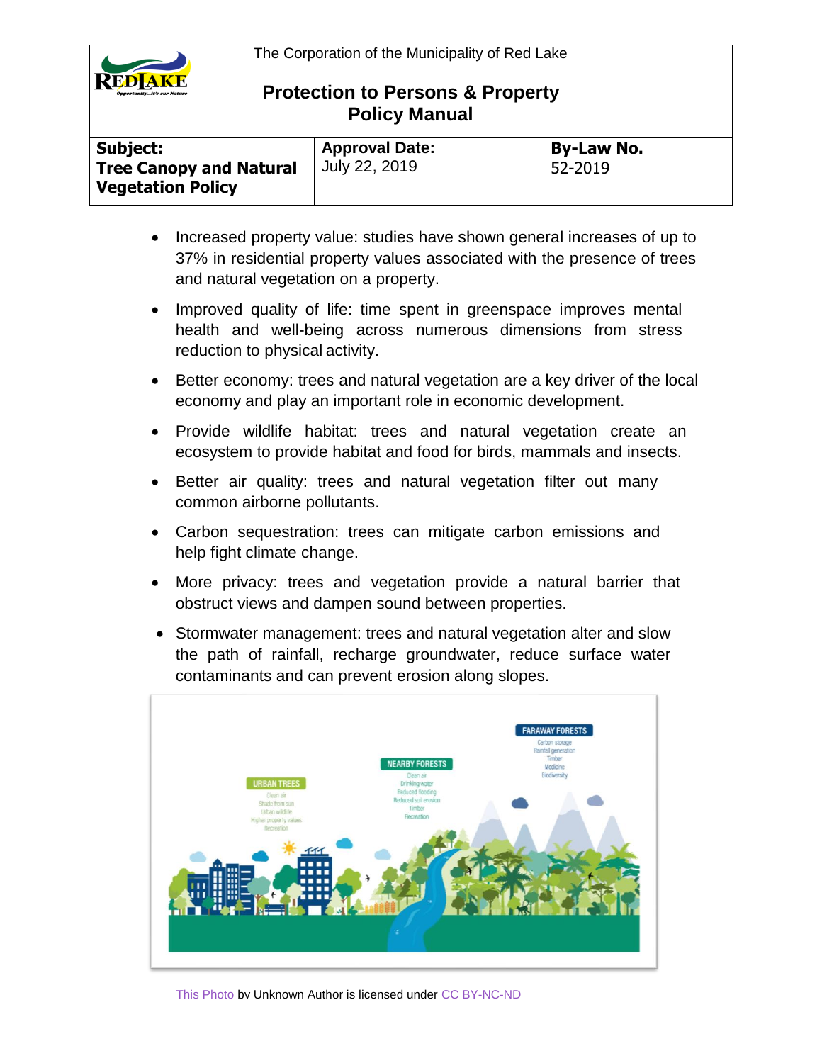- Increased property value: studies have shown general increases of up to 37% in residential property values associated with the presence of trees and natural vegetation on a property.
- Improved quality of life: time spent in greenspace improves mental health and well-being across numerous dimensions from stress reduction to physical activity.
- Better economy: trees and natural vegetation are a key driver of the local economy and play an important role in economic development.
- Provide wildlife habitat: trees and natural vegetation create an ecosystem to provide habitat and food for birds, mammals and insects.
- Better air quality: trees and natural vegetation filter out many common airborne pollutants.
- Carbon sequestration: trees can mitigate carbon emissions and help fight climate change.
- More privacy: trees and vegetation provide a natural barrier that obstruct views and dampen sound between properties.
- Stormwater management: trees and natural vegetation alter and slow the path of rainfall, recharge groundwater, reduce surface water contaminants and can prevent erosion along slopes.

This Photo by Unknown Author is licensed under CC BY-NC-ND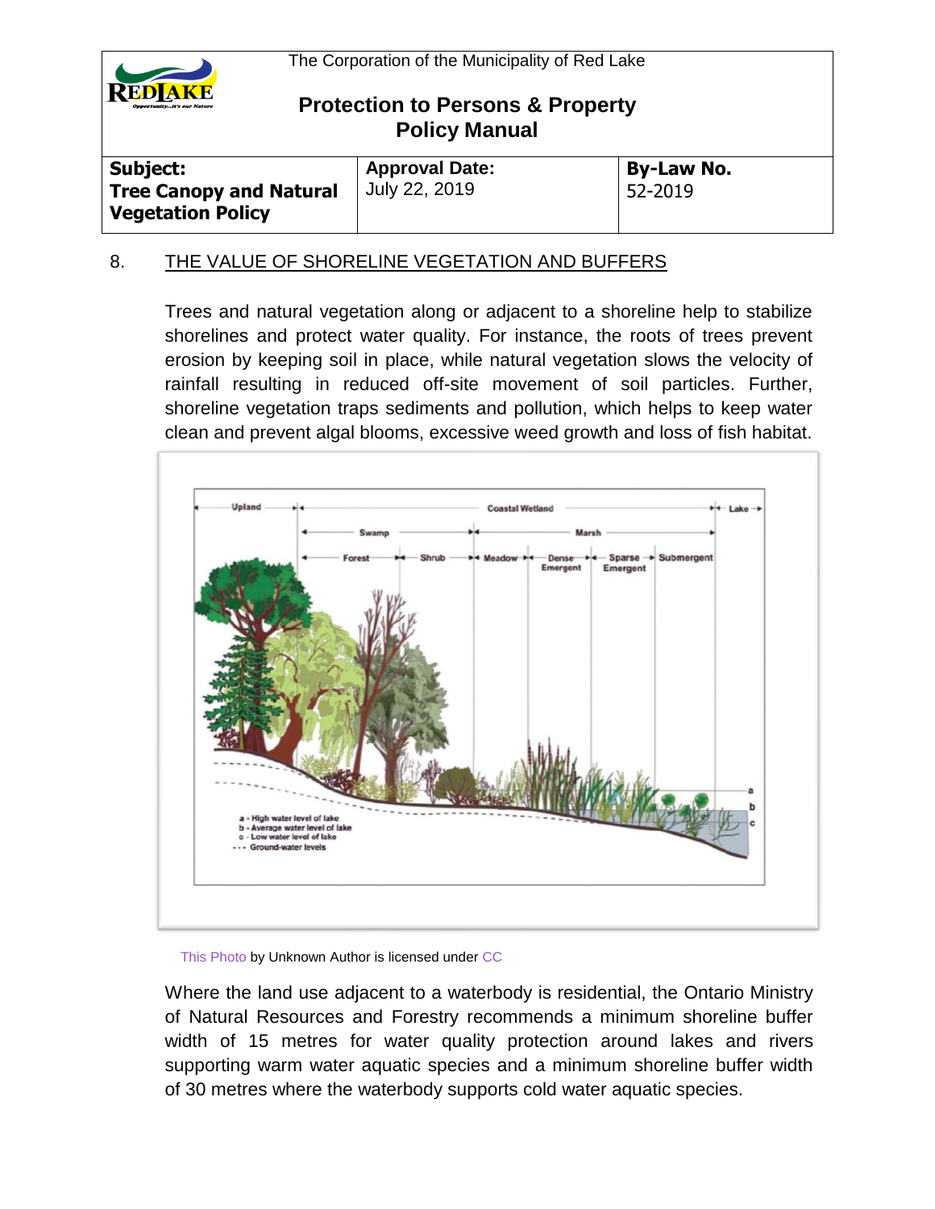## 8. THE VALUE OF SHORELINE VEGETATION AND BUFFERS

Trees and natural vegetation along or adjacent to a shoreline help to stabilize shorelines and protect water quality. For instance, the roots of trees prevent erosion by keeping soil in place, while natural vegetation slows the velocity of rainfall resulting in reduced off-site movement of soil particles. Further, shoreline vegetation traps sediments and pollution, which helps to keep water clean and prevent algal blooms, excessive weed growth and loss of fish habitat.

This Photo by Unknown Author is licensed under CC

Where the land use adjacent to a waterbody is residential, the Ontario Ministry of Natural Resources and Forestry recommends a minimum shoreline buffer width of 15 metres for water quality protection around lakes and rivers supporting warm water aquatic species and a minimum shoreline buffer width of 30 metres where the waterbody supports cold water aquatic species.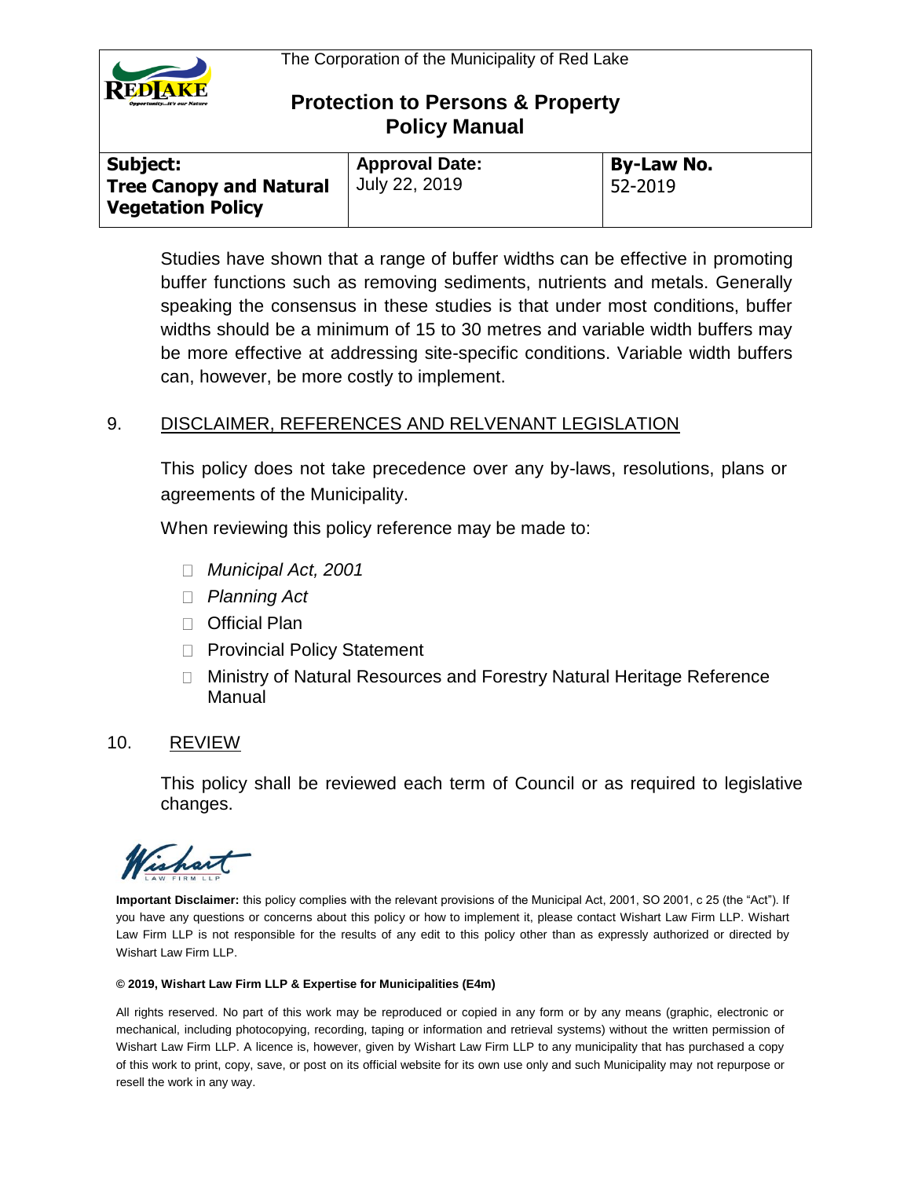Studies have shown that a range of buffer widths can be effective in promoting buffer functions such as removing sediments, nutrients and metals. Generally speaking the consensus in these studies is that under most conditions, buffer widths should be a minimum of 15 to 30 metres and variable width buffers may be more effective at addressing site-specific conditions. Variable width buffers can, however, be more costly to implement.

## 9. DISCLAIMER, REFERENCES AND RELVENANT LEGISLATION

This policy does not take precedence over any by-laws, resolutions, plans or agreements of the Municipality.

When reviewing this policy reference may be made to:

- *Municipal Act, 2001*
- *Planning Act*
- Official Plan
- Provincial Policy Statement
- Ministry of Natural Resources and Forestry Natural Heritage Reference Manual

## 10. REVIEW

This policy shall be reviewed each term of Council or as required to legislative changes.

Wishart LAW FIRM LLP

**Important Disclaimer:** this policy complies with the relevant provisions of the Municipal Act, 2001, SO 2001, c 25 (the "Act"). If you have any questions or concerns about this policy or how to implement it, please contact Wishart Law Firm LLP. Wishart Law Firm LLP is not responsible for the results of any edit to this policy other than as expressly authorized or directed by Wishart Law Firm LLP.

**© 2019, Wishart Law Firm LLP & Expertise for Municipalities (E4m)**

All rights reserved. No part of this work may be reproduced or copied in any form or by any means (graphic, electronic or mechanical, including photocopying, recording, taping or information and retrieval systems) without the written permission of Wishart Law Firm LLP. A licence is, however, given by Wishart Law Firm LLP to any municipality that has purchased a copy of this work to print, copy, save, or post on its official website for its own use only and such Municipality may not repurpose or resell the work in any way.